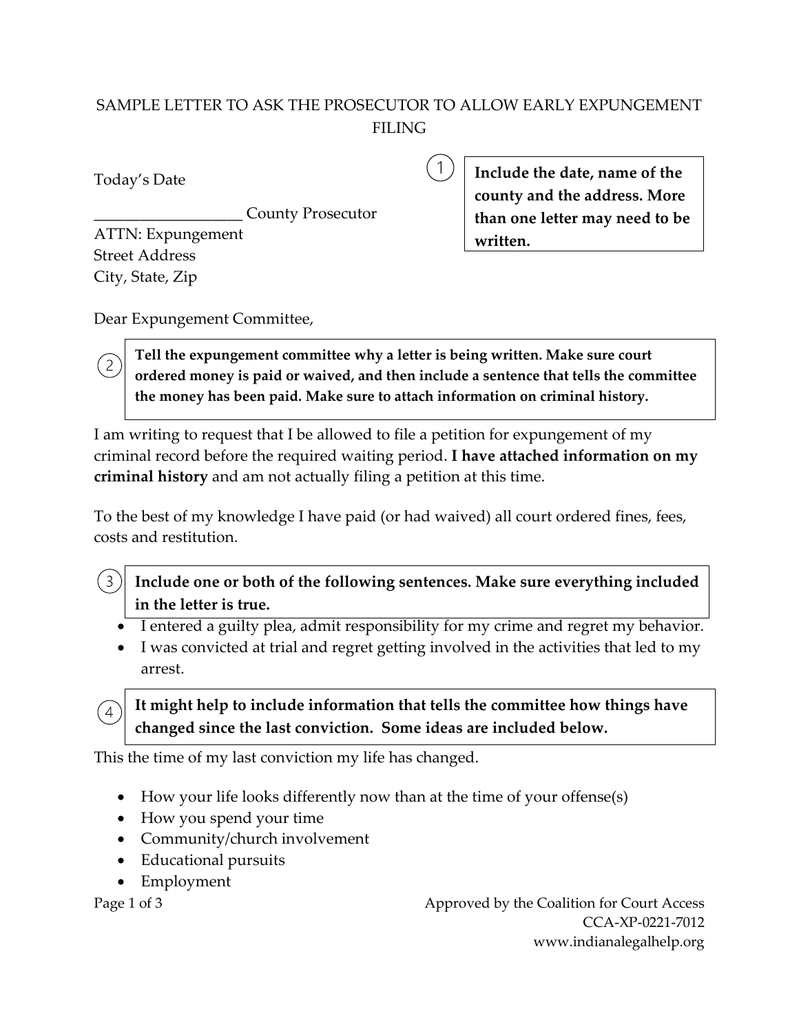# SAMPLE LETTER TO ASK THE PROSECUTOR TO ALLOW EARLY EXPUNGEMENT FILING

Today's Date

___________________ County Prosecutor
ATTN: Expungement
Street Address
City, State, Zip

① **Include the date, name of the county and the address. More than one letter may need to be written.**

Dear Expungement Committee,

② **Tell the expungement committee why a letter is being written. Make sure court ordered money is paid or waived, and then include a sentence that tells the committee the money has been paid. Make sure to attach information on criminal history.**

I am writing to request that I be allowed to file a petition for expungement of my criminal record before the required waiting period. **I have attached information on my criminal history** and am not actually filing a petition at this time.

To the best of my knowledge I have paid (or had waived) all court ordered fines, fees, costs and restitution.

③ **Include one or both of the following sentences. Make sure everything included in the letter is true.**

- I entered a guilty plea, admit responsibility for my crime and regret my behavior.
- I was convicted at trial and regret getting involved in the activities that led to my arrest.

④ **It might help to include information that tells the committee how things have changed since the last conviction. Some ideas are included below.**

This the time of my last conviction my life has changed.

- How your life looks differently now than at the time of your offense(s)
- How you spend your time
- Community/church involvement
- Educational pursuits
- Employment

Approved by the Coalition for Court Access
CCA-XP-0221-7012
www.indianalegalhelp.org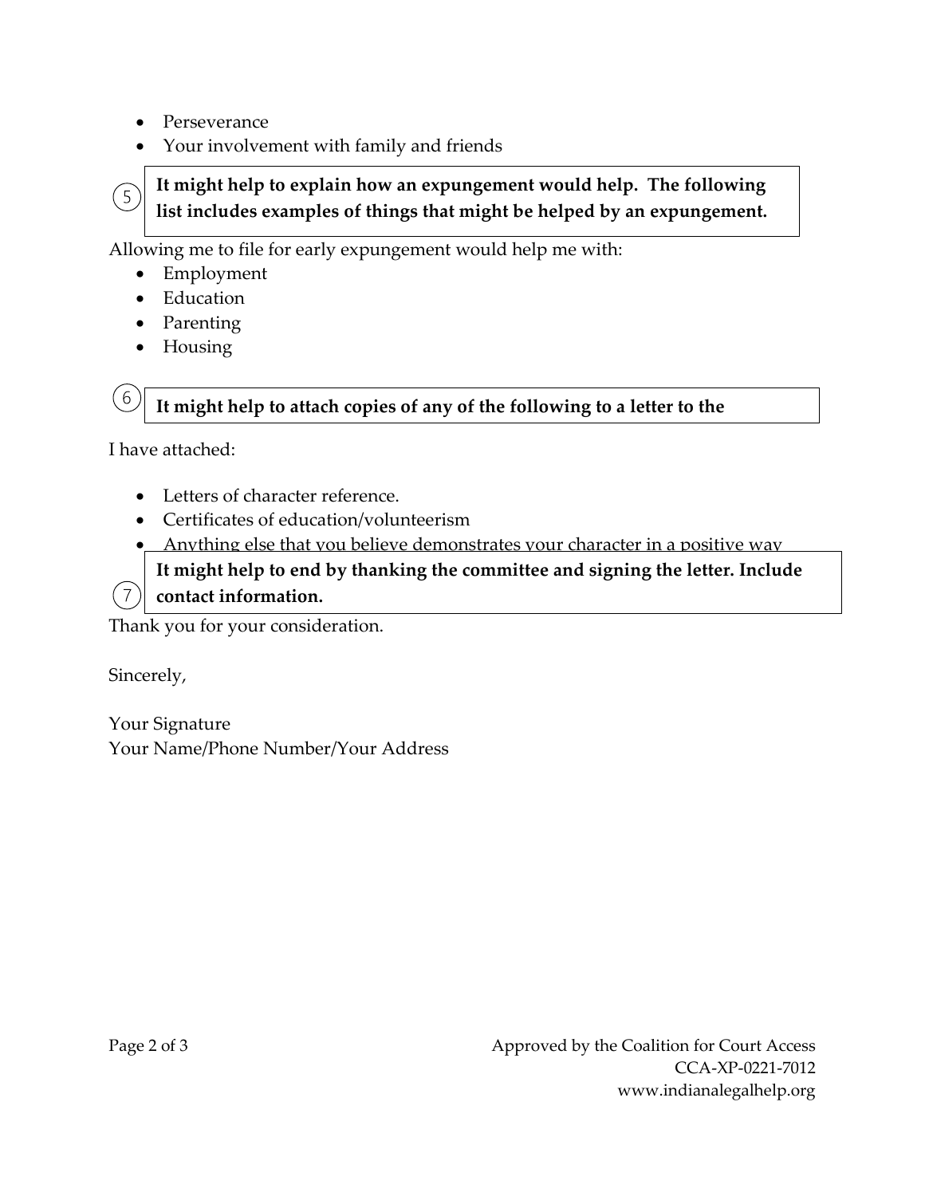- Perseverance
- Your involvement with family and friends

5 **It might help to explain how an expungement would help. The following list includes examples of things that might be helped by an expungement.**

Allowing me to file for early expungement would help me with:

- Employment
- Education
- Parenting
- Housing

6 **It might help to attach copies of any of the following to a letter to the**

I have attached:

- Letters of character reference.
- Certificates of education/volunteerism
- Anything else that you believe demonstrates your character in a positive way

7 **It might help to end by thanking the committee and signing the letter. Include contact information.**

Thank you for your consideration.

Sincerely,

Your Signature
Your Name/Phone Number/Your Address

Approved by the Coalition for Court Access
CCA-XP-0221-7012
www.indianalegalhelp.org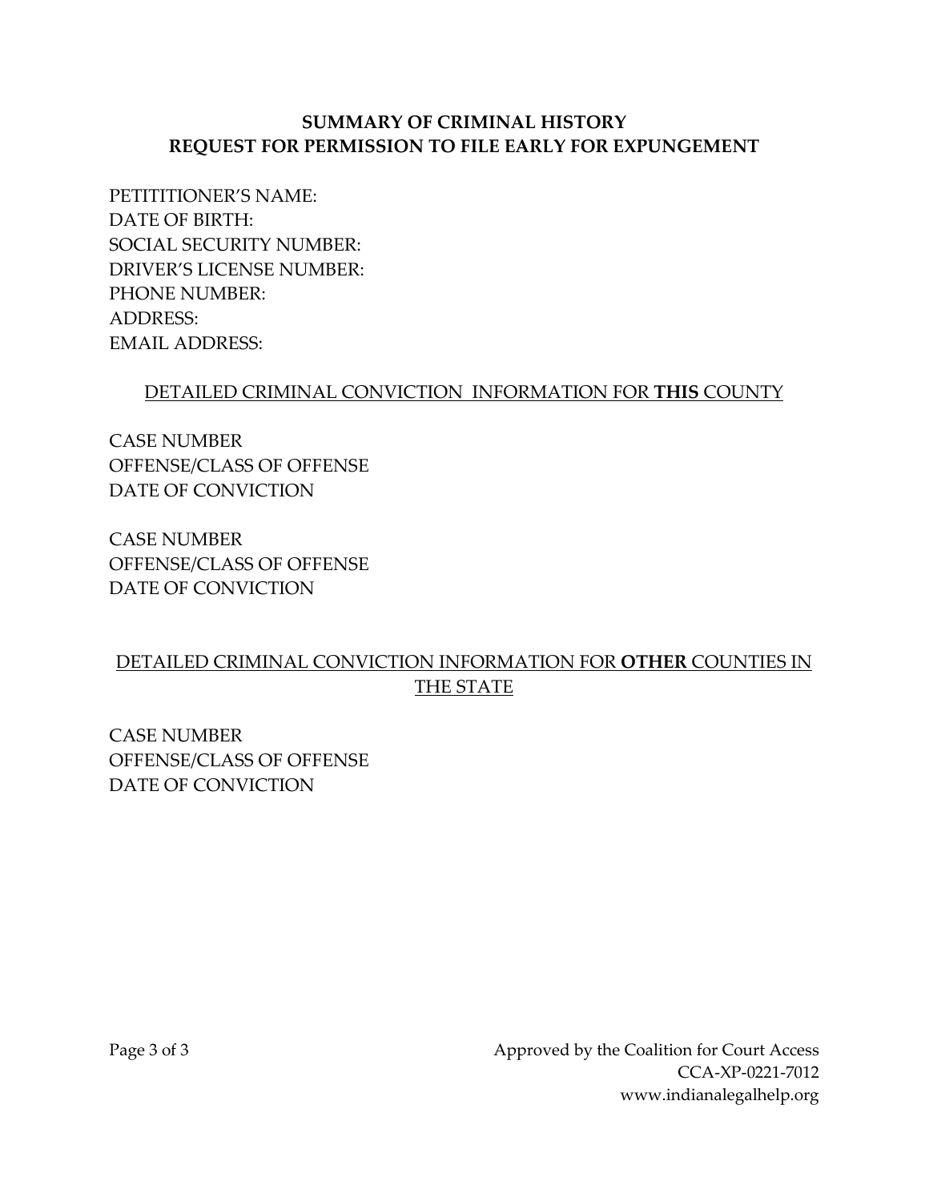**SUMMARY OF CRIMINAL HISTORY**
**REQUEST FOR PERMISSION TO FILE EARLY FOR EXPUNGEMENT**

PETITITIONER'S NAME:
DATE OF BIRTH:
SOCIAL SECURITY NUMBER:
DRIVER'S LICENSE NUMBER:
PHONE NUMBER:
ADDRESS:
EMAIL ADDRESS:

<u>DETAILED CRIMINAL CONVICTION INFORMATION FOR **THIS** COUNTY</u>

CASE NUMBER
OFFENSE/CLASS OF OFFENSE
DATE OF CONVICTION

CASE NUMBER
OFFENSE/CLASS OF OFFENSE
DATE OF CONVICTION

<u>DETAILED CRIMINAL CONVICTION INFORMATION FOR **OTHER** COUNTIES IN THE STATE</u>

CASE NUMBER
OFFENSE/CLASS OF OFFENSE
DATE OF CONVICTION

Approved by the Coalition for Court Access
CCA-XP-0221-7012
www.indianalegalhelp.org